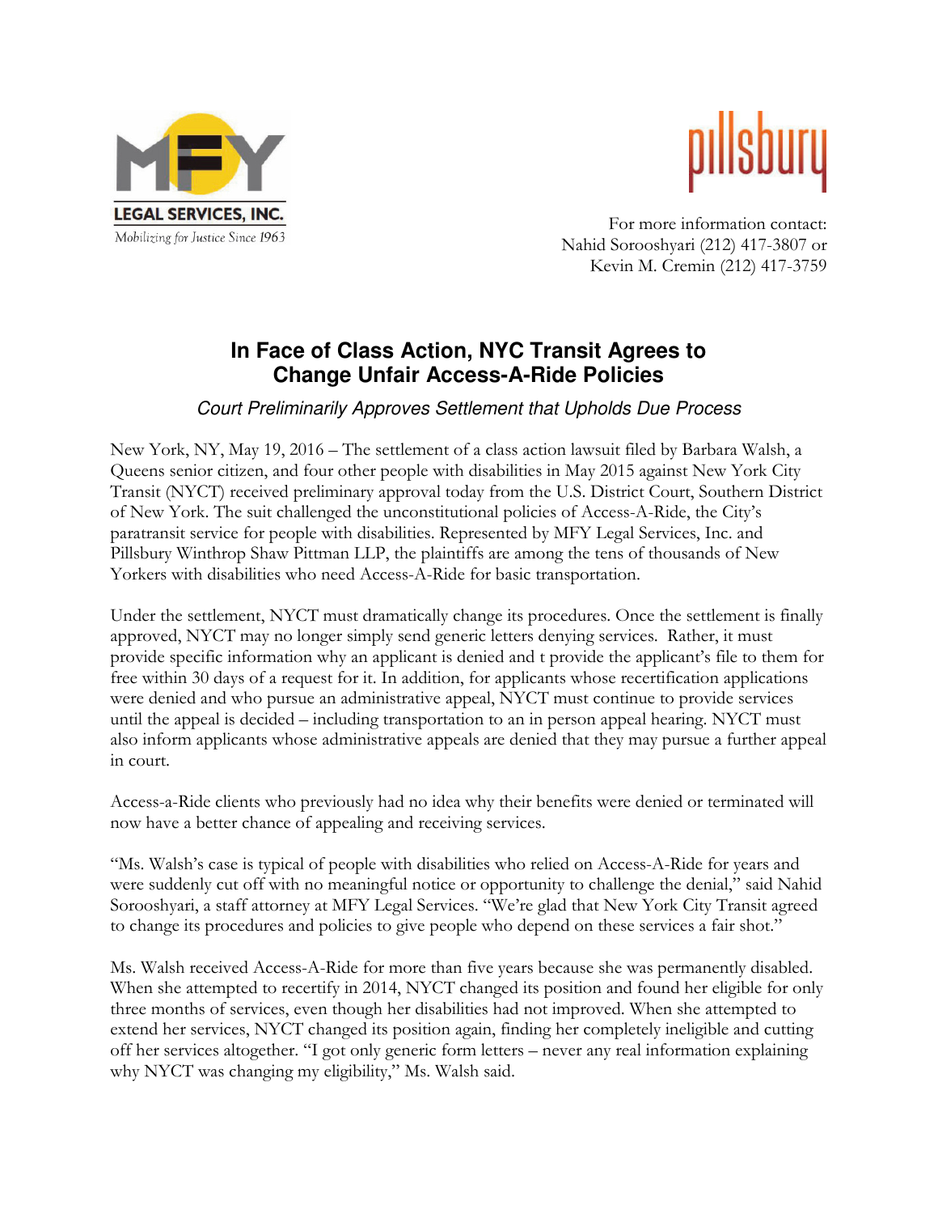MFY LEGAL SERVICES, INC.
*Mobilizing for Justice Since 1963*

pillsbury

For more information contact:
Nahid Sorooshyari (212) 417-3807 or
Kevin M. Cremin (212) 417-3759

# In Face of Class Action, NYC Transit Agrees to Change Unfair Access-A-Ride Policies

*Court Preliminarily Approves Settlement that Upholds Due Process*

New York, NY, May 19, 2016 – The settlement of a class action lawsuit filed by Barbara Walsh, a Queens senior citizen, and four other people with disabilities in May 2015 against New York City Transit (NYCT) received preliminary approval today from the U.S. District Court, Southern District of New York. The suit challenged the unconstitutional policies of Access-A-Ride, the City's paratransit service for people with disabilities. Represented by MFY Legal Services, Inc. and Pillsbury Winthrop Shaw Pittman LLP, the plaintiffs are among the tens of thousands of New Yorkers with disabilities who need Access-A-Ride for basic transportation.

Under the settlement, NYCT must dramatically change its procedures. Once the settlement is finally approved, NYCT may no longer simply send generic letters denying services. Rather, it must provide specific information why an applicant is denied and t provide the applicant's file to them for free within 30 days of a request for it. In addition, for applicants whose recertification applications were denied and who pursue an administrative appeal, NYCT must continue to provide services until the appeal is decided – including transportation to an in person appeal hearing. NYCT must also inform applicants whose administrative appeals are denied that they may pursue a further appeal in court.

Access-a-Ride clients who previously had no idea why their benefits were denied or terminated will now have a better chance of appealing and receiving services.

"Ms. Walsh's case is typical of people with disabilities who relied on Access-A-Ride for years and were suddenly cut off with no meaningful notice or opportunity to challenge the denial," said Nahid Sorooshyari, a staff attorney at MFY Legal Services. "We're glad that New York City Transit agreed to change its procedures and policies to give people who depend on these services a fair shot."

Ms. Walsh received Access-A-Ride for more than five years because she was permanently disabled. When she attempted to recertify in 2014, NYCT changed its position and found her eligible for only three months of services, even though her disabilities had not improved. When she attempted to extend her services, NYCT changed its position again, finding her completely ineligible and cutting off her services altogether. "I got only generic form letters – never any real information explaining why NYCT was changing my eligibility," Ms. Walsh said.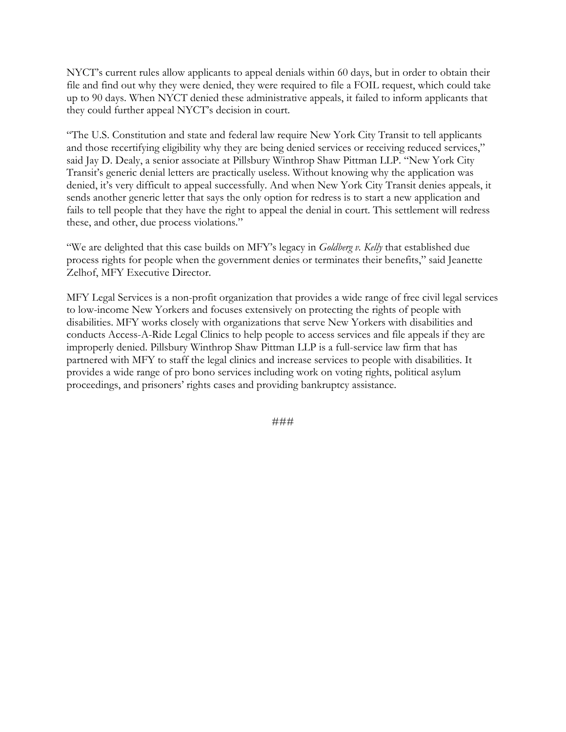NYCT's current rules allow applicants to appeal denials within 60 days, but in order to obtain their file and find out why they were denied, they were required to file a FOIL request, which could take up to 90 days. When NYCT denied these administrative appeals, it failed to inform applicants that they could further appeal NYCT's decision in court.

"The U.S. Constitution and state and federal law require New York City Transit to tell applicants and those recertifying eligibility why they are being denied services or receiving reduced services," said Jay D. Dealy, a senior associate at Pillsbury Winthrop Shaw Pittman LLP. "New York City Transit's generic denial letters are practically useless. Without knowing why the application was denied, it's very difficult to appeal successfully. And when New York City Transit denies appeals, it sends another generic letter that says the only option for redress is to start a new application and fails to tell people that they have the right to appeal the denial in court. This settlement will redress these, and other, due process violations."

"We are delighted that this case builds on MFY's legacy in *Goldberg v. Kelly* that established due process rights for people when the government denies or terminates their benefits," said Jeanette Zelhof, MFY Executive Director.

MFY Legal Services is a non-profit organization that provides a wide range of free civil legal services to low-income New Yorkers and focuses extensively on protecting the rights of people with disabilities. MFY works closely with organizations that serve New Yorkers with disabilities and conducts Access-A-Ride Legal Clinics to help people to access services and file appeals if they are improperly denied. Pillsbury Winthrop Shaw Pittman LLP is a full-service law firm that has partnered with MFY to staff the legal clinics and increase services to people with disabilities. It provides a wide range of pro bono services including work on voting rights, political asylum proceedings, and prisoners' rights cases and providing bankruptcy assistance.

###